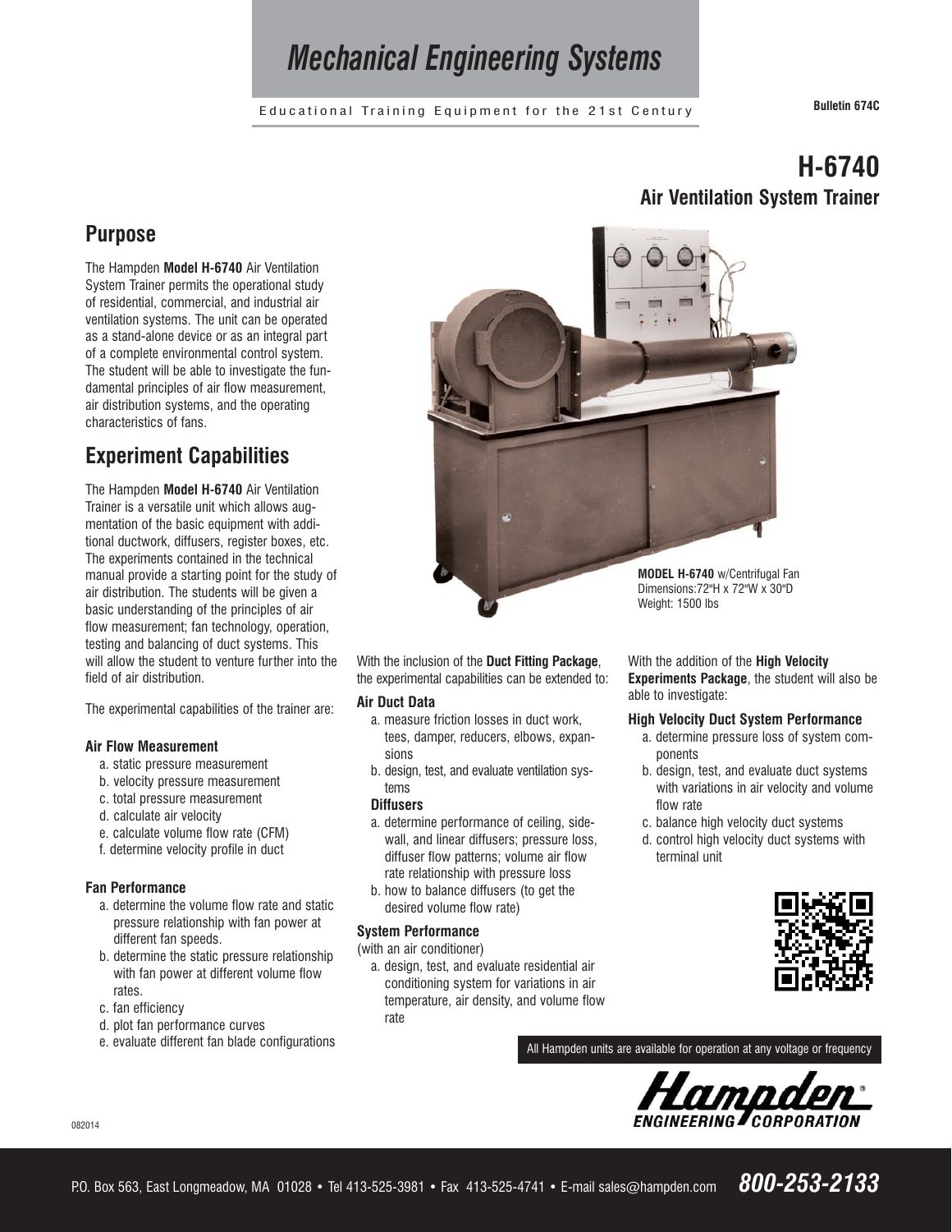# Mechanical Engineering Systems

Educational Training Equipment for the 21st Century

**Bulletin 674C**

## H-6740
### Air Ventilation System Trainer

## Purpose

The Hampden **Model H-6740** Air Ventilation System Trainer permits the operational study of residential, commercial, and industrial air ventilation systems. The unit can be operated as a stand-alone device or as an integral part of a complete environmental control system. The student will be able to investigate the fundamental principles of air flow measurement, air distribution systems, and the operating characteristics of fans.

## Experiment Capabilities

The Hampden **Model H-6740** Air Ventilation Trainer is a versatile unit which allows augmentation of the basic equipment with additional ductwork, diffusers, register boxes, etc. The experiments contained in the technical manual provide a starting point for the study of air distribution. The students will be given a basic understanding of the principles of air flow measurement; fan technology, operation, testing and balancing of duct systems. This will allow the student to venture further into the field of air distribution.

The experimental capabilities of the trainer are:

**Air Flow Measurement**

a. static pressure measurement
b. velocity pressure measurement
c. total pressure measurement
d. calculate air velocity
e. calculate volume flow rate (CFM)
f. determine velocity profile in duct

**Fan Performance**

a. determine the volume flow rate and static pressure relationship with fan power at different fan speeds.
b. determine the static pressure relationship with fan power at different volume flow rates.
c. fan efficiency
d. plot fan performance curves
e. evaluate different fan blade configurations

**MODEL H-6740** w/Centrifugal Fan
Dimensions:72"H x 72"W x 30"D
Weight: 1500 lbs

With the inclusion of the **Duct Fitting Package**, the experimental capabilities can be extended to:

**Air Duct Data**

a. measure friction losses in duct work, tees, damper, reducers, elbows, expansions
b. design, test, and evaluate ventilation systems

**Diffusers**

a. determine performance of ceiling, sidewall, and linear diffusers; pressure loss, diffuser flow patterns; volume air flow rate relationship with pressure loss
b. how to balance diffusers (to get the desired volume flow rate)

**System Performance**
(with an air conditioner)

a. design, test, and evaluate residential air conditioning system for variations in air temperature, air density, and volume flow rate

With the addition of the **High Velocity Experiments Package**, the student will also be able to investigate:

**High Velocity Duct System Performance**

a. determine pressure loss of system components
b. design, test, and evaluate duct systems with variations in air velocity and volume flow rate
c. balance high velocity duct systems
d. control high velocity duct systems with terminal unit

All Hampden units are available for operation at any voltage or frequency

Hampden ENGINEERING CORPORATION

082014

P.O. Box 563, East Longmeadow, MA 01028 • Tel 413-525-3981 • Fax 413-525-4741 • E-mail sales@hampden.com **800-253-2133**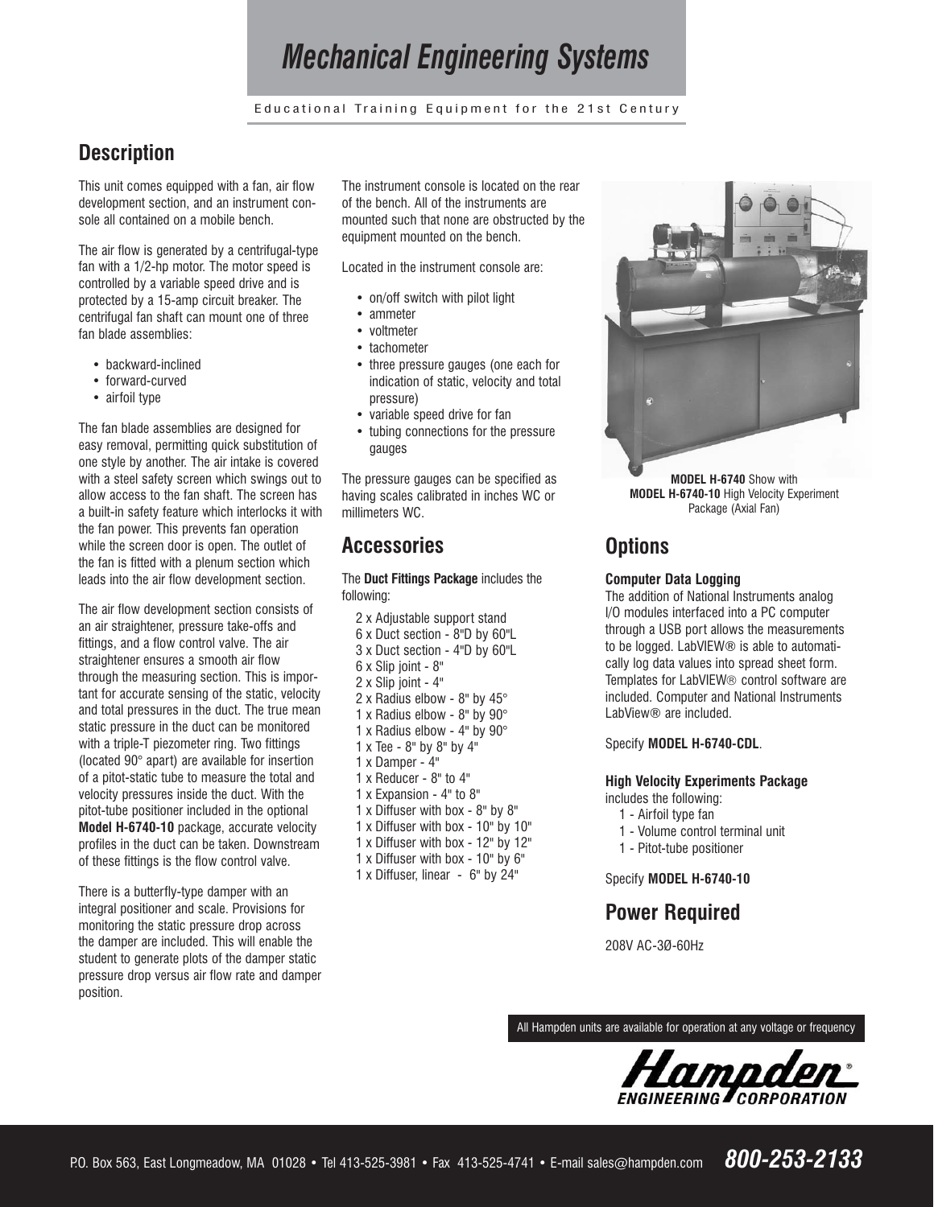# Mechanical Engineering Systems

Educational Training Equipment for the 21st Century

## Description

This unit comes equipped with a fan, air flow development section, and an instrument console all contained on a mobile bench.

The air flow is generated by a centrifugal-type fan with a 1/2-hp motor. The motor speed is controlled by a variable speed drive and is protected by a 15-amp circuit breaker. The centrifugal fan shaft can mount one of three fan blade assemblies:

- backward-inclined
- forward-curved
- airfoil type

The fan blade assemblies are designed for easy removal, permitting quick substitution of one style by another. The air intake is covered with a steel safety screen which swings out to allow access to the fan shaft. The screen has a built-in safety feature which interlocks it with the fan power. This prevents fan operation while the screen door is open. The outlet of the fan is fitted with a plenum section which leads into the air flow development section.

The air flow development section consists of an air straightener, pressure take-offs and fittings, and a flow control valve. The air straightener ensures a smooth air flow through the measuring section. This is important for accurate sensing of the static, velocity and total pressures in the duct. The true mean static pressure in the duct can be monitored with a triple-T piezometer ring. Two fittings (located 90° apart) are available for insertion of a pitot-static tube to measure the total and velocity pressures inside the duct. With the pitot-tube positioner included in the optional **Model H-6740-10** package, accurate velocity profiles in the duct can be taken. Downstream of these fittings is the flow control valve.

There is a butterfly-type damper with an integral positioner and scale. Provisions for monitoring the static pressure drop across the damper are included. This will enable the student to generate plots of the damper static pressure drop versus air flow rate and damper position.

The instrument console is located on the rear of the bench. All of the instruments are mounted such that none are obstructed by the equipment mounted on the bench.

Located in the instrument console are:

- on/off switch with pilot light
- ammeter
- voltmeter
- tachometer
- three pressure gauges (one each for indication of static, velocity and total pressure)
- variable speed drive for fan
- tubing connections for the pressure gauges

The pressure gauges can be specified as having scales calibrated in inches WC or millimeters WC.

## Accessories

The **Duct Fittings Package** includes the following:

2 x Adjustable support stand  
6 x Duct section - 8"D by 60"L  
3 x Duct section - 4"D by 60"L  
6 x Slip joint - 8"  
2 x Slip joint - 4"  
2 x Radius elbow - 8" by 45°  
1 x Radius elbow - 8" by 90°  
1 x Radius elbow - 4" by 90°  
1 x Tee - 8" by 8" by 4"  
1 x Damper - 4"  
1 x Reducer - 8" to 4"  
1 x Expansion - 4" to 8"  
1 x Diffuser with box - 8" by 8"  
1 x Diffuser with box - 10" by 10"  
1 x Diffuser with box - 12" by 12"  
1 x Diffuser with box - 10" by 6"  
1 x Diffuser, linear - 6" by 24"

**MODEL H-6740** Show with **MODEL H-6740-10** High Velocity Experiment Package (Axial Fan)

## Options

**Computer Data Logging**

The addition of National Instruments analog I/O modules interfaced into a PC computer through a USB port allows the measurements to be logged. LabVIEW® is able to automatically log data values into spread sheet form. Templates for LabVIEW® control software are included. Computer and National Instruments LabView® are included.

Specify **MODEL H-6740-CDL**.

**High Velocity Experiments Package**

includes the following:

1 - Airfoil type fan  
1 - Volume control terminal unit  
1 - Pitot-tube positioner

Specify **MODEL H-6740-10**

## Power Required

208V AC-3Ø-60Hz

All Hampden units are available for operation at any voltage or frequency

Hampden® ENGINEERING CORPORATION

P.O. Box 563, East Longmeadow, MA 01028 • Tel 413-525-3981 • Fax 413-525-4741 • E-mail sales@hampden.com **800-253-2133**